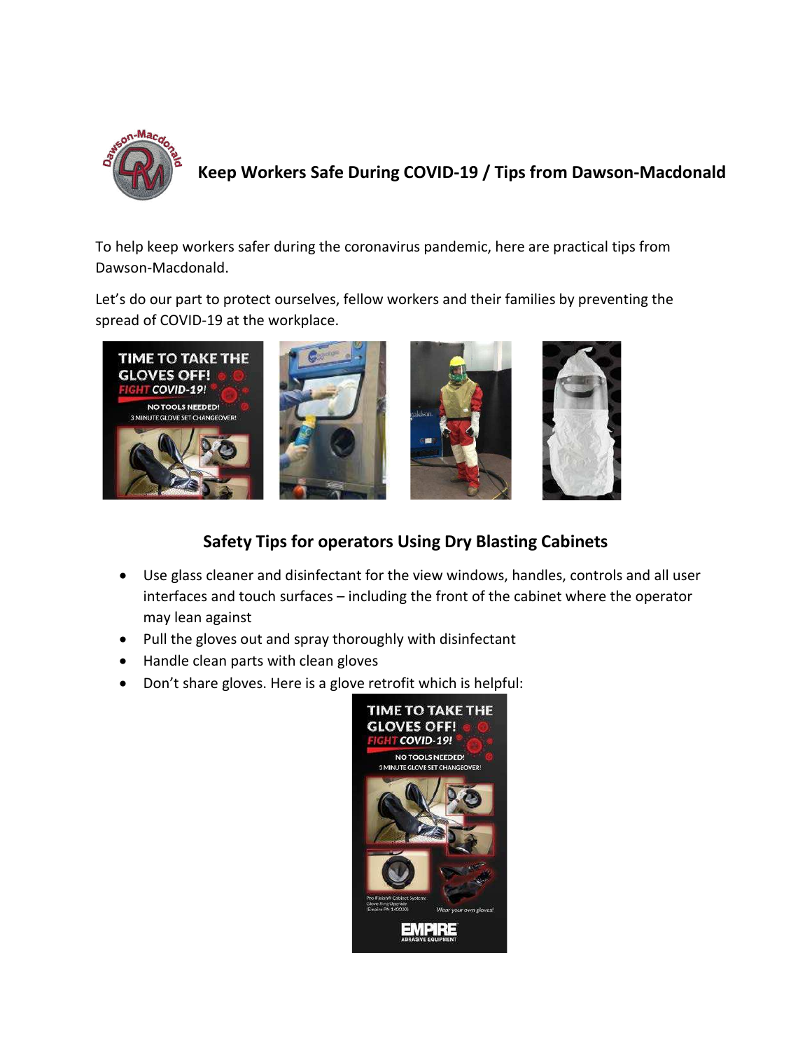# Keep Workers Safe During COVID-19 / Tips from Dawson-Macdonald

To help keep workers safer during the coronavirus pandemic, here are practical tips from Dawson-Macdonald.

Let's do our part to protect ourselves, fellow workers and their families by preventing the spread of COVID-19 at the workplace.

## Safety Tips for operators Using Dry Blasting Cabinets

- Use glass cleaner and disinfectant for the view windows, handles, controls and all user interfaces and touch surfaces – including the front of the cabinet where the operator may lean against
- Pull the gloves out and spray thoroughly with disinfectant
- Handle clean parts with clean gloves
- Don't share gloves. Here is a glove retrofit which is helpful: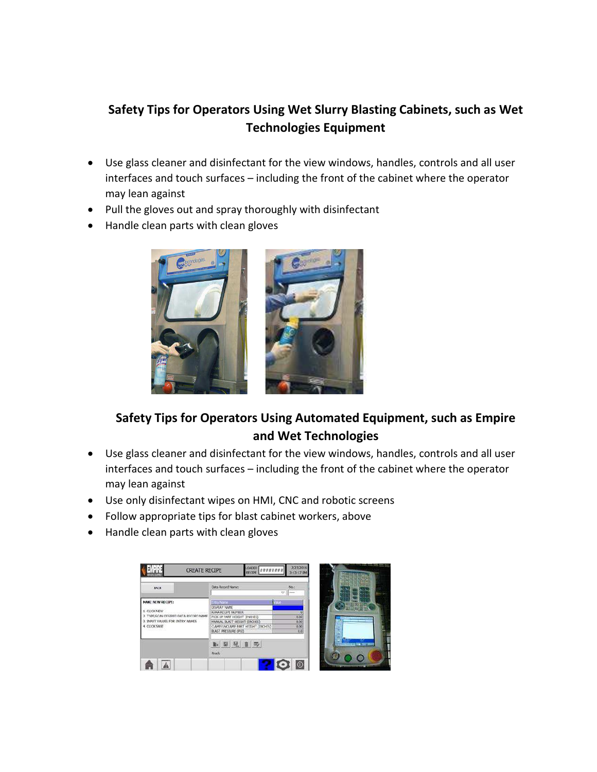## Safety Tips for Operators Using Wet Slurry Blasting Cabinets, such as Wet Technologies Equipment

- Use glass cleaner and disinfectant for the view windows, handles, controls and all user interfaces and touch surfaces – including the front of the cabinet where the operator may lean against
- Pull the gloves out and spray thoroughly with disinfectant
- Handle clean parts with clean gloves

## Safety Tips for Operators Using Automated Equipment, such as Empire and Wet Technologies

- Use glass cleaner and disinfectant for the view windows, handles, controls and all user interfaces and touch surfaces – including the front of the cabinet where the operator may lean against
- Use only disinfectant wipes on HMI, CNC and robotic screens
- Follow appropriate tips for blast cabinet workers, above
- Handle clean parts with clean gloves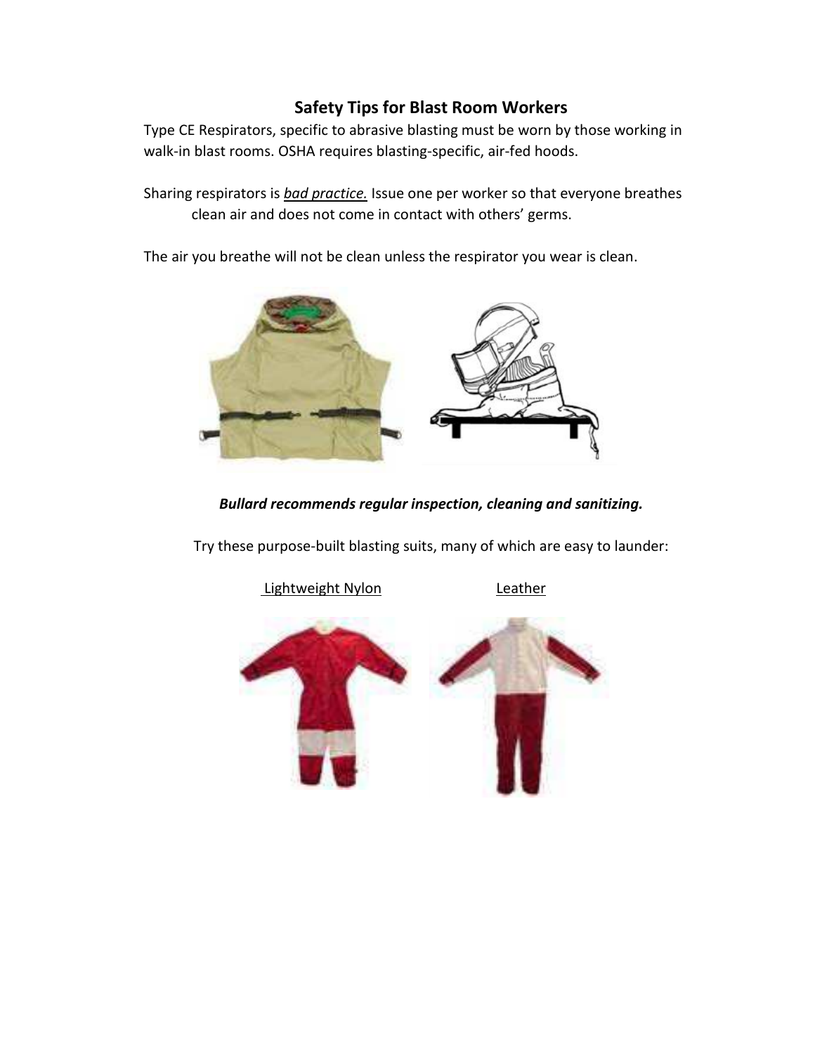## Safety Tips for Blast Room Workers

Type CE Respirators, specific to abrasive blasting must be worn by those working in walk-in blast rooms. OSHA requires blasting-specific, air-fed hoods.

Sharing respirators is ***bad practice.*** Issue one per worker so that everyone breathes clean air and does not come in contact with others' germs.

The air you breathe will not be clean unless the respirator you wear is clean.

***Bullard recommends regular inspection, cleaning and sanitizing.***

Try these purpose-built blasting suits, many of which are easy to launder:

Lightweight Nylon

Leather